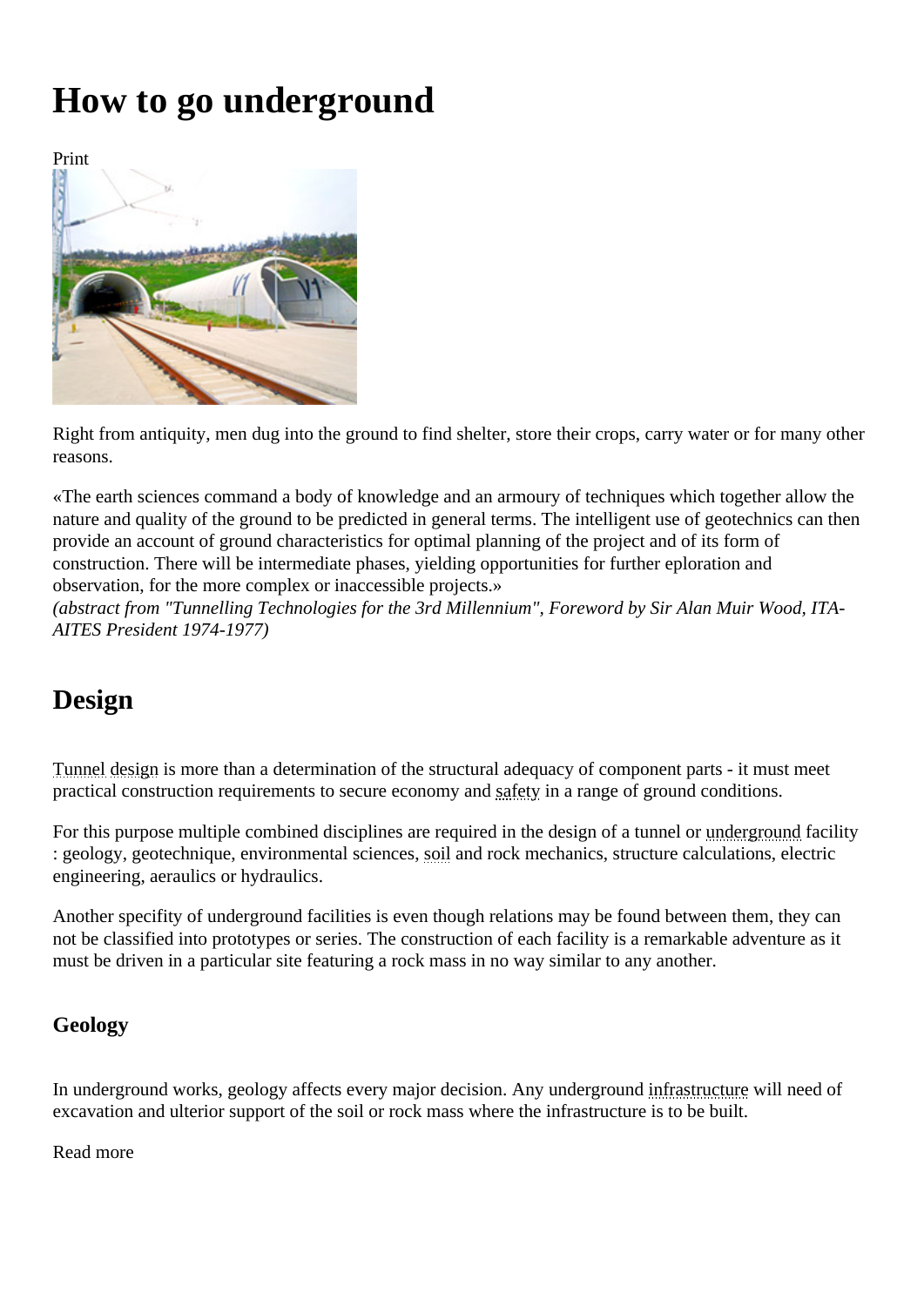# How to go underground

Print

Right from antiquity, men dug into the ground to find shelter, store their crops, carry water or for many other reasons.

«The earth sciences command a body of knowledge and an armoury of techniques which together allow the nature and quality of the ground to be predicted in general terms. The intelligent use of geotechnics can then provide an account of ground characteristics for optimal planning of the project and of its form of construction. There will be intermediate phases, yielding opportunities for further eploration and observation, for the more complex or inaccessible projects.»
*(abstract from "Tunnelling Technologies for the 3rd Millennium", Foreword by Sir Alan Muir Wood, ITA-AITES President 1974-1977)*

## Design

Tunnel design is more than a determination of the structural adequacy of component parts - it must meet practical construction requirements to secure economy and safety in a range of ground conditions.

For this purpose multiple combined disciplines are required in the design of a tunnel or underground facility : geology, geotechnique, environmental sciences, soil and rock mechanics, structure calculations, electric engineering, aeraulics or hydraulics.

Another specifity of underground facilities is even though relations may be found between them, they can not be classified into prototypes or series. The construction of each facility is a remarkable adventure as it must be driven in a particular site featuring a rock mass in no way similar to any another.

### Geology

In underground works, geology affects every major decision. Any underground infrastructure will need of excavation and ulterior support of the soil or rock mass where the infrastructure is to be built.

Read more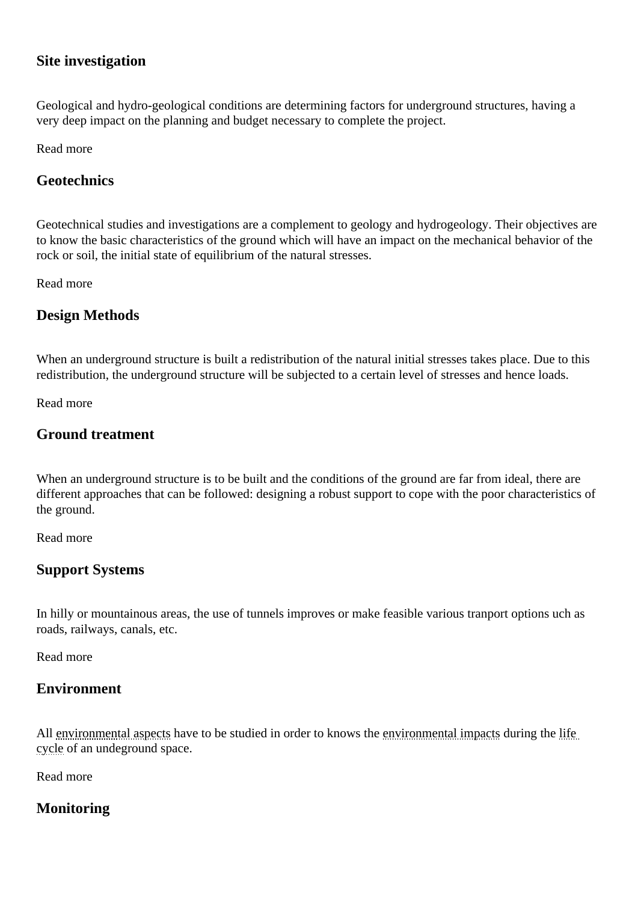### Site investigation

Geological and hydro-geological conditions are determining factors for underground structures, having a very deep impact on the planning and budget necessary to complete the project.

Read more

### Geotechnics

Geotechnical studies and investigations are a complement to geology and hydrogeology. Their objectives are to know the basic characteristics of the ground which will have an impact on the mechanical behavior of the rock or soil, the initial state of equilibrium of the natural stresses.

Read more

### Design Methods

When an underground structure is built a redistribution of the natural initial stresses takes place. Due to this redistribution, the underground structure will be subjected to a certain level of stresses and hence loads.

Read more

### Ground treatment

When an underground structure is to be built and the conditions of the ground are far from ideal, there are different approaches that can be followed: designing a robust support to cope with the poor characteristics of the ground.

Read more

### Support Systems

In hilly or mountainous areas, the use of tunnels improves or make feasible various tranport options uch as roads, railways, canals, etc.

Read more

### Environment

All environmental aspects have to be studied in order to knows the environmental impacts during the life cycle of an undeground space.

Read more

### Monitoring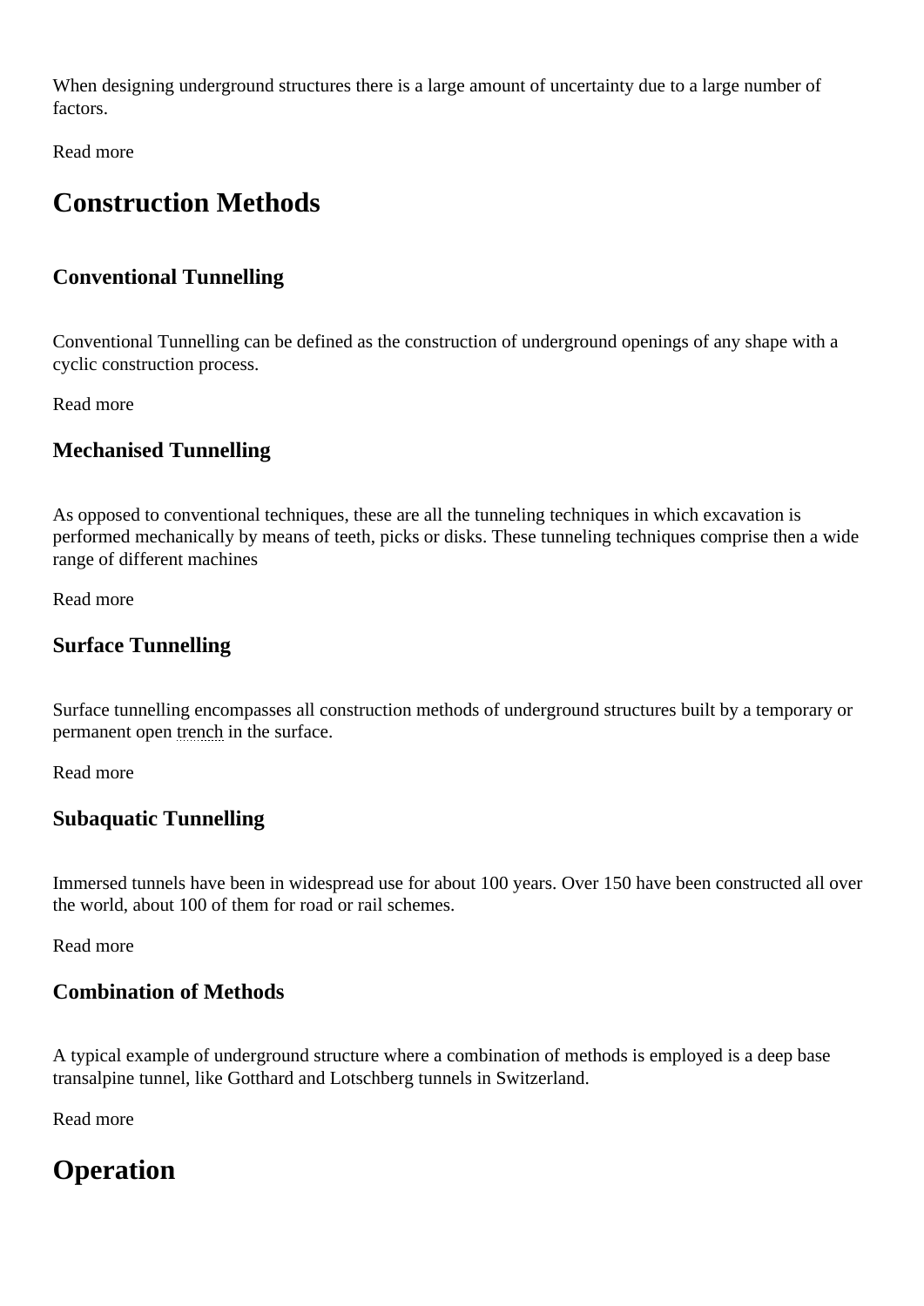When designing underground structures there is a large amount of uncertainty due to a large number of factors.

Read more

# Construction Methods

### Conventional Tunnelling

Conventional Tunnelling can be defined as the construction of underground openings of any shape with a cyclic construction process.

Read more

### Mechanised Tunnelling

As opposed to conventional techniques, these are all the tunneling techniques in which excavation is performed mechanically by means of teeth, picks or disks. These tunneling techniques comprise then a wide range of different machines

Read more

### Surface Tunnelling

Surface tunnelling encompasses all construction methods of underground structures built by a temporary or permanent open trench in the surface.

Read more

### Subaquatic Tunnelling

Immersed tunnels have been in widespread use for about 100 years. Over 150 have been constructed all over the world, about 100 of them for road or rail schemes.

Read more

### Combination of Methods

A typical example of underground structure where a combination of methods is employed is a deep base transalpine tunnel, like Gotthard and Lotschberg tunnels in Switzerland.

Read more

# Operation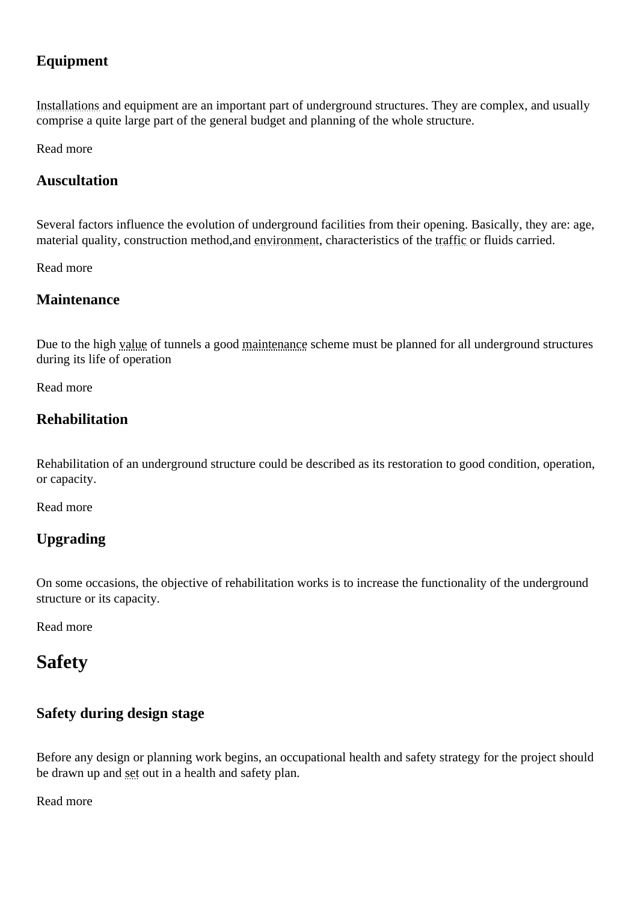### Equipment

Installations and equipment are an important part of underground structures. They are complex, and usually comprise a quite large part of the general budget and planning of the whole structure.

Read more

### Auscultation

Several factors influence the evolution of underground facilities from their opening. Basically, they are: age, material quality, construction method,and environment, characteristics of the traffic or fluids carried.

Read more

### Maintenance

Due to the high value of tunnels a good maintenance scheme must be planned for all underground structures during its life of operation

Read more

### Rehabilitation

Rehabilitation of an underground structure could be described as its restoration to good condition, operation, or capacity.

Read more

### Upgrading

On some occasions, the objective of rehabilitation works is to increase the functionality of the underground structure or its capacity.

Read more

## Safety

### Safety during design stage

Before any design or planning work begins, an occupational health and safety strategy for the project should be drawn up and set out in a health and safety plan.

Read more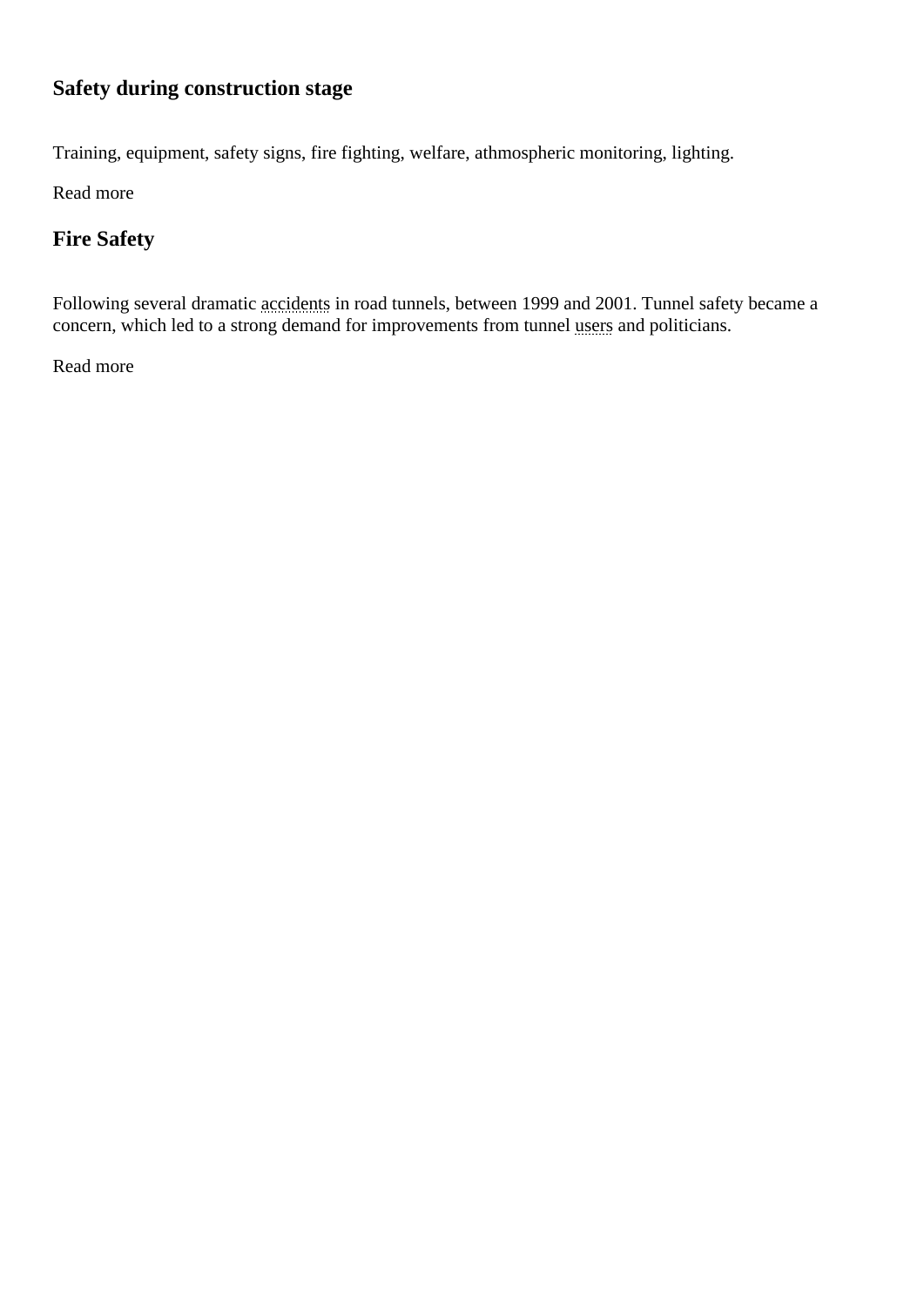### Safety during construction stage

Training, equipment, safety signs, fire fighting, welfare, athmospheric monitoring, lighting.

Read more

### Fire Safety

Following several dramatic accidents in road tunnels, between 1999 and 2001. Tunnel safety became a concern, which led to a strong demand for improvements from tunnel users and politicians.

Read more